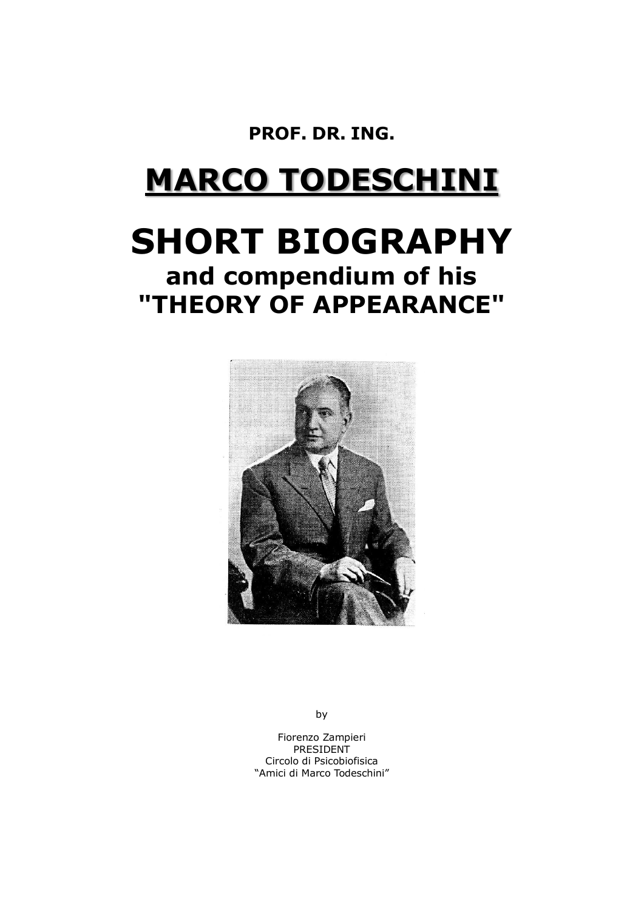**PROF. DR. ING.**

# MARCO TODESCHINI

# SHORT BIOGRAPHY

## and compendium of his "THEORY OF APPEARANCE"

by

Fiorenzo Zampieri
PRESIDENT
Circolo di Psicobiofisica
"Amici di Marco Todeschini"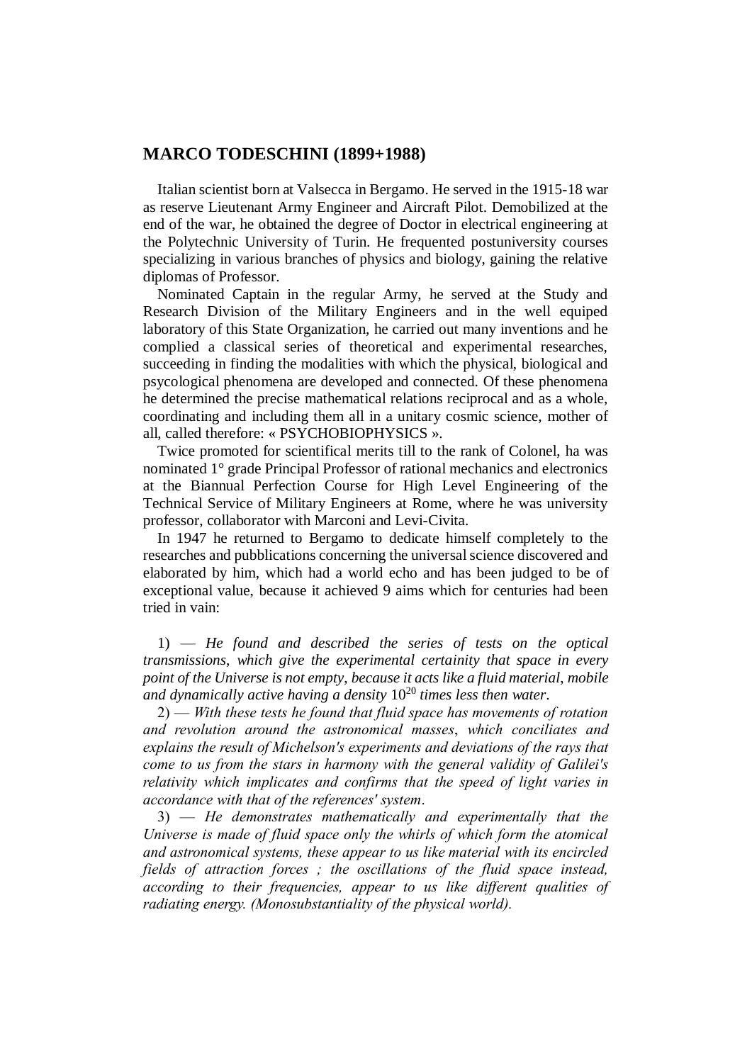## MARCO TODESCHINI (1899+1988)

Italian scientist born at Valsecca in Bergamo. He served in the 1915-18 war as reserve Lieutenant Army Engineer and Aircraft Pilot. Demobilized at the end of the war, he obtained the degree of Doctor in electrical engineering at the Polytechnic University of Turin. He frequented postuniversity courses specializing in various branches of physics and biology, gaining the relative diplomas of Professor.

Nominated Captain in the regular Army, he served at the Study and Research Division of the Military Engineers and in the well equiped laboratory of this State Organization, he carried out many inventions and he complied a classical series of theoretical and experimental researches, succeeding in finding the modalities with which the physical, biological and psycological phenomena are developed and connected. Of these phenomena he determined the precise mathematical relations reciprocal and as a whole, coordinating and including them all in a unitary cosmic science, mother of all, called therefore: « PSYCHOBIOPHYSICS ».

Twice promoted for scientifical merits till to the rank of Colonel, ha was nominated 1° grade Principal Professor of rational mechanics and electronics at the Biannual Perfection Course for High Level Engineering of the Technical Service of Military Engineers at Rome, where he was university professor, collaborator with Marconi and Levi-Civita.

In 1947 he returned to Bergamo to dedicate himself completely to the researches and pubblications concerning the universal science discovered and elaborated by him, which had a world echo and has been judged to be of exceptional value, because it achieved 9 aims which for centuries had been tried in vain:

1) — *He found and described the series of tests on the optical transmissions, which give the experimental certainity that space in every point of the Universe is not empty, because it acts like a fluid material, mobile and dynamically active having a density* $10^{20}$ *times less then water*.

2) — *With these tests he found that fluid space has movements of rotation and revolution around the astronomical masses, which conciliates and explains the result of Michelson's experiments and deviations of the rays that come to us from the stars in harmony with the general validity of Galilei's relativity which implicates and confirms that the speed of light varies in accordance with that of the references' system*.

3) — *He demonstrates mathematically and experimentally that the Universe is made of fluid space only the whirls of which form the atomical and astronomical systems, these appear to us like material with its encircled fields of attraction forces ; the oscillations of the fluid space instead, according to their frequencies, appear to us like different qualities of radiating energy. (Monosubstantiality of the physical world).*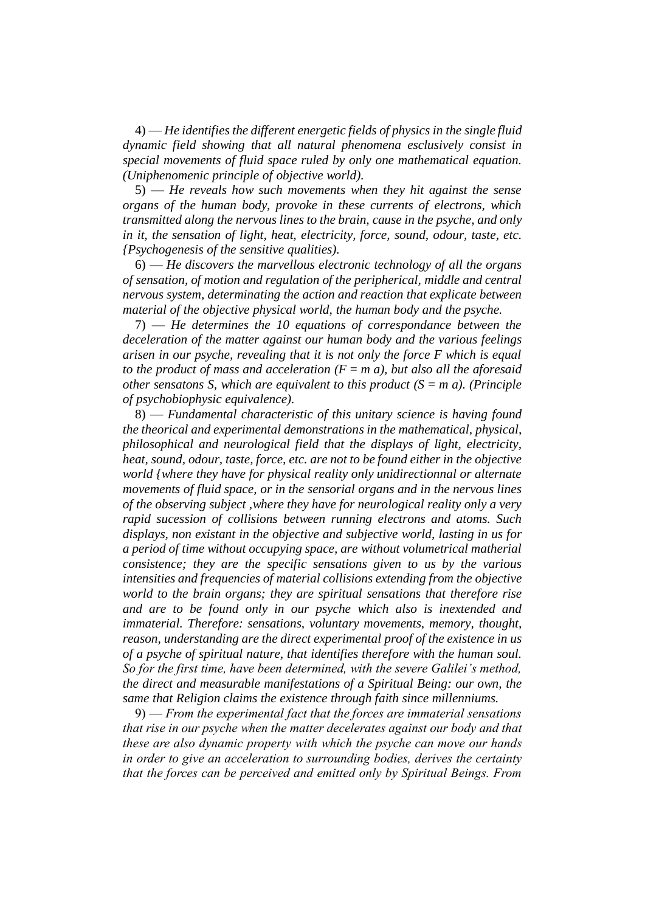4) — *He identifies the different energetic fields of physics in the single fluid dynamic field showing that all natural phenomena esclusively consist in special movements of fluid space ruled by only one mathematical equation. (Uniphenomenic principle of objective world).*

5) — *He reveals how such movements when they hit against the sense organs of the human body, provoke in these currents of electrons, which transmitted along the nervous lines to the brain, cause in the psyche, and only in it, the sensation of light, heat, electricity, force, sound, odour, taste, etc. {Psychogenesis of the sensitive qualities).*

6) — *He discovers the marvellous electronic technology of all the organs of sensation, of motion and regulation of the peripherical, middle and central nervous system, determinating the action and reaction that explicate between material of the objective physical world, the human body and the psyche.*

7) — *He determines the 10 equations of correspondance between the deceleration of the matter against our human body and the various feelings arisen in our psyche, revealing that it is not only the force F which is equal to the product of mass and acceleration ($F = m\ a$), but also all the aforesaid other sensatons S, which are equivalent to this product ($S = m\ a$). (Principle of psychobiophysic equivalence).*

8) — *Fundamental characteristic of this unitary science is having found the theorical and experimental demonstrations in the mathematical, physical, philosophical and neurological field that the displays of light, electricity, heat, sound, odour, taste, force, etc. are not to be found either in the objective world {where they have for physical reality only unidirectionnal or alternate movements of fluid space, or in the sensorial organs and in the nervous lines of the observing subject ,where they have for neurological reality only a very rapid sucession of collisions between running electrons and atoms. Such displays, non existant in the objective and subjective world, lasting in us for a period of time without occupying space, are without volumetrical matherial consistence; they are the specific sensations given to us by the various intensities and frequencies of material collisions extending from the objective world to the brain organs; they are spiritual sensations that therefore rise and are to be found only in our psyche which also is inextended and immaterial. Therefore: sensations, voluntary movements, memory, thought, reason, understanding are the direct experimental proof of the existence in us of a psyche of spiritual nature, that identifies therefore with the human soul. So for the first time, have been determined, with the severe Galilei's method, the direct and measurable manifestations of a Spiritual Being: our own, the same that Religion claims the existence through faith since millenniums.*

9) — *From the experimental fact that the forces are immaterial sensations that rise in our psyche when the matter decelerates against our body and that these are also dynamic property with which the psyche can move our hands in order to give an acceleration to surrounding bodies, derives the certainty that the forces can be perceived and emitted only by Spiritual Beings. From*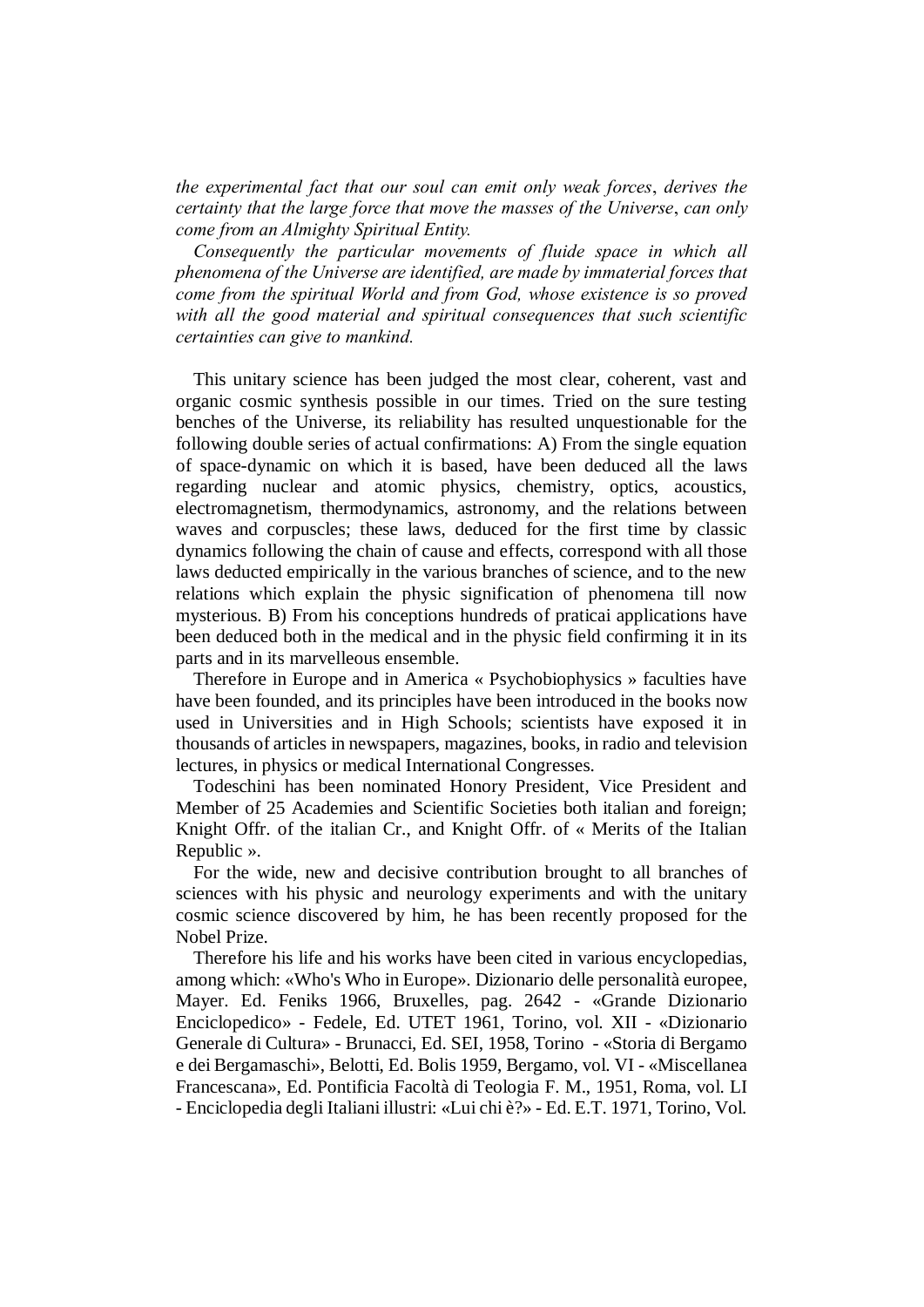*the experimental fact that our soul can emit only weak forces*, *derives the certainty that the large force that move the masses of the Universe*, *can only come from an Almighty Spiritual Entity.*

*Consequently the particular movements of fluide space in which all phenomena of the Universe are identified, are made by immaterial forces that come from the spiritual World and from God, whose existence is so proved with all the good material and spiritual consequences that such scientific certainties can give to mankind.*

This unitary science has been judged the most clear, coherent, vast and organic cosmic synthesis possible in our times. Tried on the sure testing benches of the Universe, its reliability has resulted unquestionable for the following double series of actual confirmations: A) From the single equation of space-dynamic on which it is based, have been deduced all the laws regarding nuclear and atomic physics, chemistry, optics, acoustics, electromagnetism, thermodynamics, astronomy, and the relations between waves and corpuscles; these laws, deduced for the first time by classic dynamics following the chain of cause and effects, correspond with all those laws deducted empirically in the various branches of science, and to the new relations which explain the physic signification of phenomena till now mysterious. B) From his conceptions hundreds of praticai applications have been deduced both in the medical and in the physic field confirming it in its parts and in its marvelleous ensemble.

Therefore in Europe and in America « Psychobiophysics » faculties have have been founded, and its principles have been introduced in the books now used in Universities and in High Schools; scientists have exposed it in thousands of articles in newspapers, magazines, books, in radio and television lectures, in physics or medical International Congresses.

Todeschini has been nominated Honory President, Vice President and Member of 25 Academies and Scientific Societies both italian and foreign; Knight Offr. of the italian Cr., and Knight Offr. of « Merits of the Italian Republic ».

For the wide, new and decisive contribution brought to all branches of sciences with his physic and neurology experiments and with the unitary cosmic science discovered by him, he has been recently proposed for the Nobel Prize.

Therefore his life and his works have been cited in various encyclopedias, among which: «Who's Who in Europe». Dizionario delle personalità europee, Mayer. Ed. Feniks 1966, Bruxelles, pag. 2642 - «Grande Dizionario Enciclopedico» - Fedele, Ed. UTET 1961, Torino, vol. XII - «Dizionario Generale di Cultura» - Brunacci, Ed. SEI, 1958, Torino - «Storia di Bergamo e dei Bergamaschi», Belotti, Ed. Bolis 1959, Bergamo, vol. VI - «Miscellanea Francescana», Ed. Pontificia Facoltà di Teologia F. M., 1951, Roma, vol. LI - Enciclopedia degli Italiani illustri: «Lui chi è?» - Ed. E.T. 1971, Torino, Vol.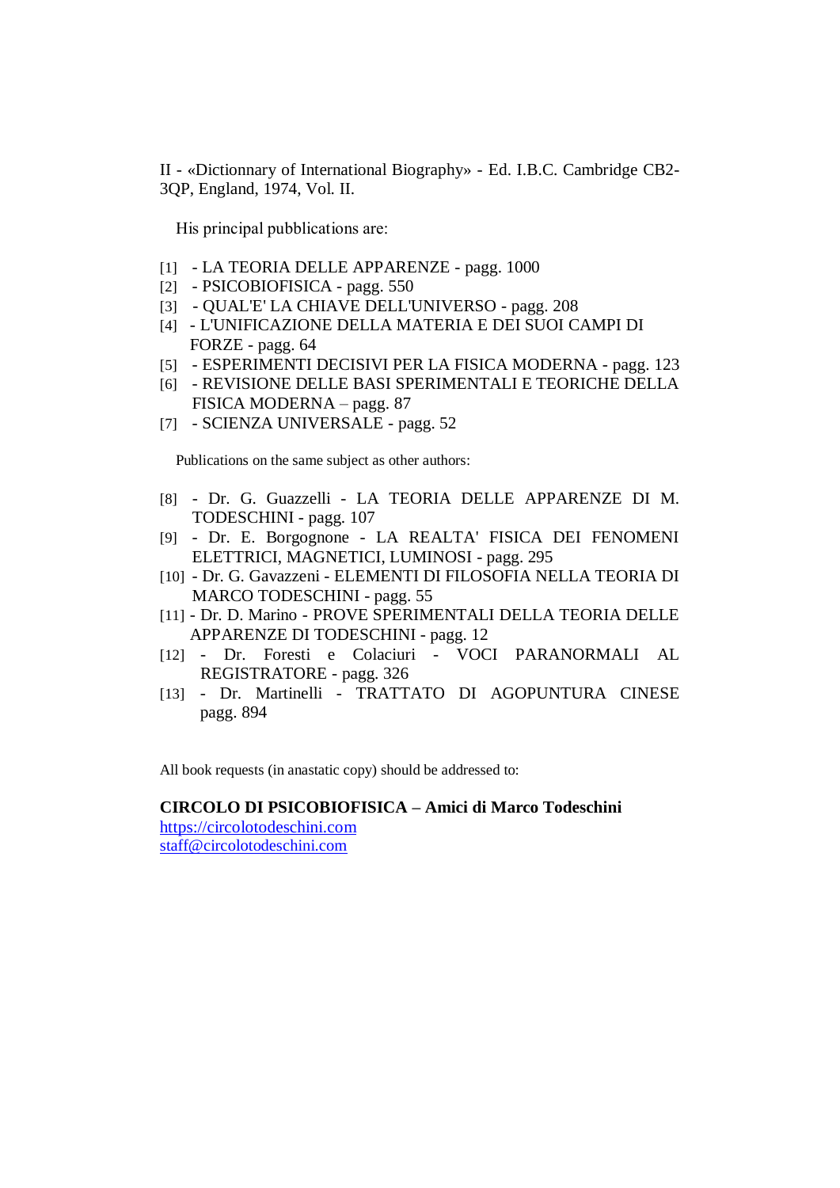II - «Dictionnary of International Biography» - Ed. I.B.C. Cambridge CB2-3QP, England, 1974, Vol. II.

His principal pubblications are:

[1] - LA TEORIA DELLE APPARENZE - pagg. 1000
[2] - PSICOBIOFISICA - pagg. 550
[3] - QUAL'E' LA CHIAVE DELL'UNIVERSO - pagg. 208
[4] - L'UNIFICAZIONE DELLA MATERIA E DEI SUOI CAMPI DI FORZE - pagg. 64
[5] - ESPERIMENTI DECISIVI PER LA FISICA MODERNA - pagg. 123
[6] - REVISIONE DELLE BASI SPERIMENTALI E TEORICHE DELLA FISICA MODERNA – pagg. 87
[7] - SCIENZA UNIVERSALE - pagg. 52

Publications on the same subject as other authors:

[8] - Dr. G. Guazzelli - LA TEORIA DELLE APPARENZE DI M. TODESCHINI - pagg. 107
[9] - Dr. E. Borgognone - LA REALTA' FISICA DEI FENOMENI ELETTRICI, MAGNETICI, LUMINOSI - pagg. 295
[10] - Dr. G. Gavazzeni - ELEMENTI DI FILOSOFIA NELLA TEORIA DI MARCO TODESCHINI - pagg. 55
[11] - Dr. D. Marino - PROVE SPERIMENTALI DELLA TEORIA DELLE APPARENZE DI TODESCHINI - pagg. 12
[12] - Dr. Foresti e Colaciuri - VOCI PARANORMALI AL REGISTRATORE - pagg. 326
[13] - Dr. Martinelli - TRATTATO DI AGOPUNTURA CINESE pagg. 894

All book requests (in anastatic copy) should be addressed to:

**CIRCOLO DI PSICOBIOFISICA – Amici di Marco Todeschini**
[https://circolotodeschini.com](https://circolotodeschini.com)
[staff@circolotodeschini.com](mailto:staff@circolotodeschini.com)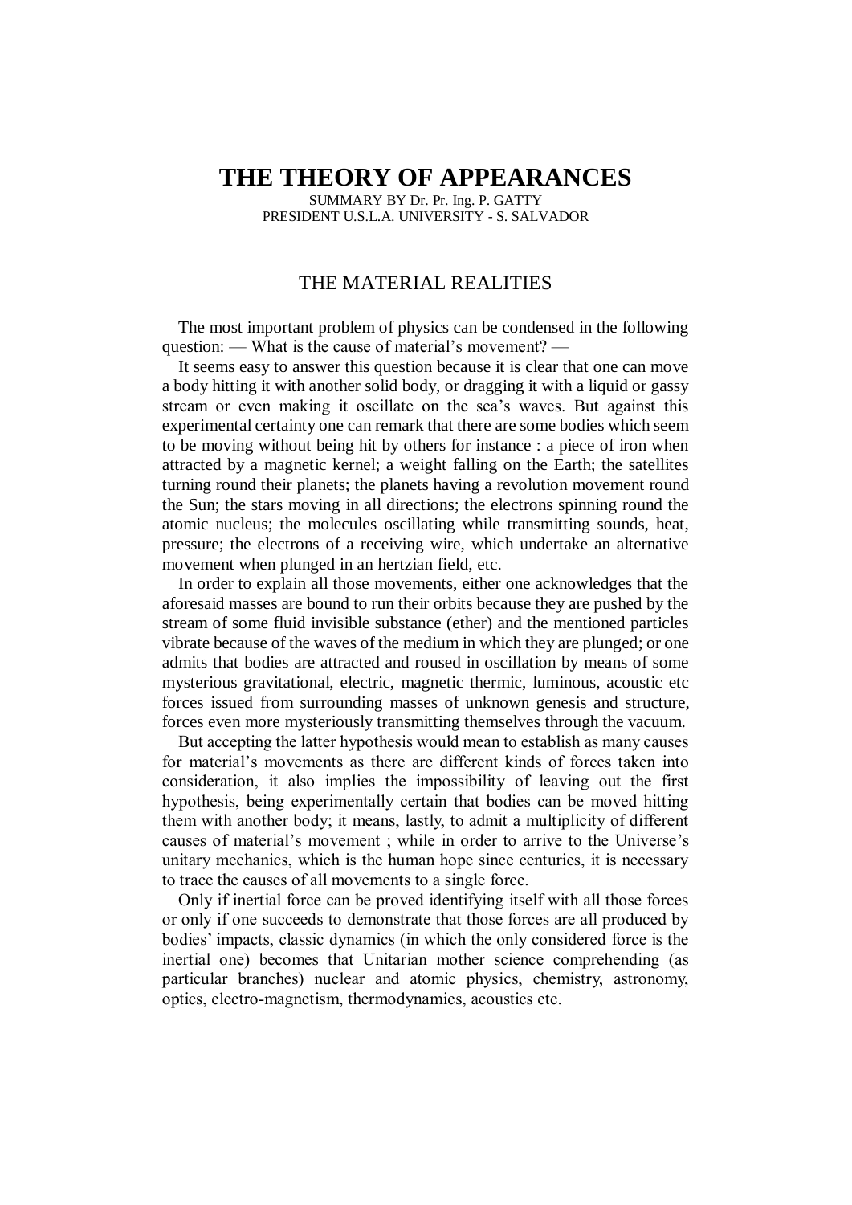# THE THEORY OF APPEARANCES

SUMMARY BY Dr. Pr. Ing. P. GATTY
PRESIDENT U.S.L.A. UNIVERSITY - S. SALVADOR

## THE MATERIAL REALITIES

The most important problem of physics can be condensed in the following question: — What is the cause of material's movement? —

It seems easy to answer this question because it is clear that one can move a body hitting it with another solid body, or dragging it with a liquid or gassy stream or even making it oscillate on the sea's waves. But against this experimental certainty one can remark that there are some bodies which seem to be moving without being hit by others for instance : a piece of iron when attracted by a magnetic kernel; a weight falling on the Earth; the satellites turning round their planets; the planets having a revolution movement round the Sun; the stars moving in all directions; the electrons spinning round the atomic nucleus; the molecules oscillating while transmitting sounds, heat, pressure; the electrons of a receiving wire, which undertake an alternative movement when plunged in an hertzian field, etc.

In order to explain all those movements, either one acknowledges that the aforesaid masses are bound to run their orbits because they are pushed by the stream of some fluid invisible substance (ether) and the mentioned particles vibrate because of the waves of the medium in which they are plunged; or one admits that bodies are attracted and roused in oscillation by means of some mysterious gravitational, electric, magnetic thermic, luminous, acoustic etc forces issued from surrounding masses of unknown genesis and structure, forces even more mysteriously transmitting themselves through the vacuum.

But accepting the latter hypothesis would mean to establish as many causes for material's movements as there are different kinds of forces taken into consideration, it also implies the impossibility of leaving out the first hypothesis, being experimentally certain that bodies can be moved hitting them with another body; it means, lastly, to admit a multiplicity of different causes of material's movement ; while in order to arrive to the Universe's unitary mechanics, which is the human hope since centuries, it is necessary to trace the causes of all movements to a single force.

Only if inertial force can be proved identifying itself with all those forces or only if one succeeds to demonstrate that those forces are all produced by bodies' impacts, classic dynamics (in which the only considered force is the inertial one) becomes that Unitarian mother science comprehending (as particular branches) nuclear and atomic physics, chemistry, astronomy, optics, electro-magnetism, thermodynamics, acoustics etc.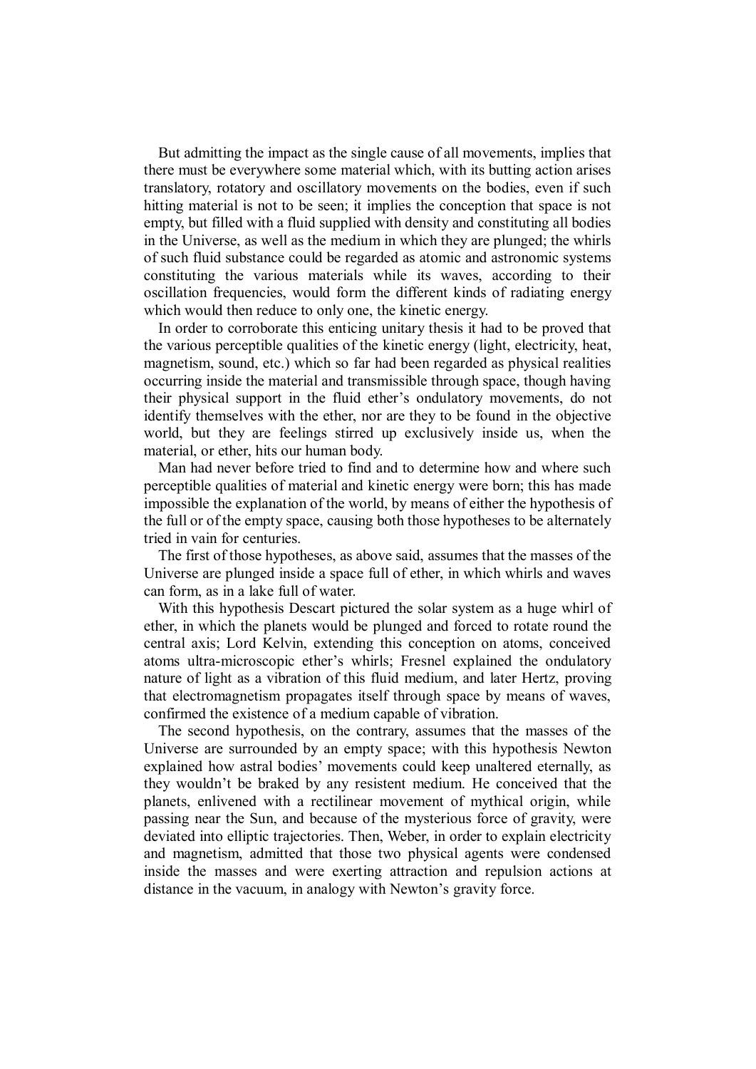But admitting the impact as the single cause of all movements, implies that there must be everywhere some material which, with its butting action arises translatory, rotatory and oscillatory movements on the bodies, even if such hitting material is not to be seen; it implies the conception that space is not empty, but filled with a fluid supplied with density and constituting all bodies in the Universe, as well as the medium in which they are plunged; the whirls of such fluid substance could be regarded as atomic and astronomic systems constituting the various materials while its waves, according to their oscillation frequencies, would form the different kinds of radiating energy which would then reduce to only one, the kinetic energy.

In order to corroborate this enticing unitary thesis it had to be proved that the various perceptible qualities of the kinetic energy (light, electricity, heat, magnetism, sound, etc.) which so far had been regarded as physical realities occurring inside the material and transmissible through space, though having their physical support in the fluid ether's ondulatory movements, do not identify themselves with the ether, nor are they to be found in the objective world, but they are feelings stirred up exclusively inside us, when the material, or ether, hits our human body.

Man had never before tried to find and to determine how and where such perceptible qualities of material and kinetic energy were born; this has made impossible the explanation of the world, by means of either the hypothesis of the full or of the empty space, causing both those hypotheses to be alternately tried in vain for centuries.

The first of those hypotheses, as above said, assumes that the masses of the Universe are plunged inside a space full of ether, in which whirls and waves can form, as in a lake full of water.

With this hypothesis Descart pictured the solar system as a huge whirl of ether, in which the planets would be plunged and forced to rotate round the central axis; Lord Kelvin, extending this conception on atoms, conceived atoms ultra-microscopic ether's whirls; Fresnel explained the ondulatory nature of light as a vibration of this fluid medium, and later Hertz, proving that electromagnetism propagates itself through space by means of waves, confirmed the existence of a medium capable of vibration.

The second hypothesis, on the contrary, assumes that the masses of the Universe are surrounded by an empty space; with this hypothesis Newton explained how astral bodies' movements could keep unaltered eternally, as they wouldn't be braked by any resistent medium. He conceived that the planets, enlivened with a rectilinear movement of mythical origin, while passing near the Sun, and because of the mysterious force of gravity, were deviated into elliptic trajectories. Then, Weber, in order to explain electricity and magnetism, admitted that those two physical agents were condensed inside the masses and were exerting attraction and repulsion actions at distance in the vacuum, in analogy with Newton's gravity force.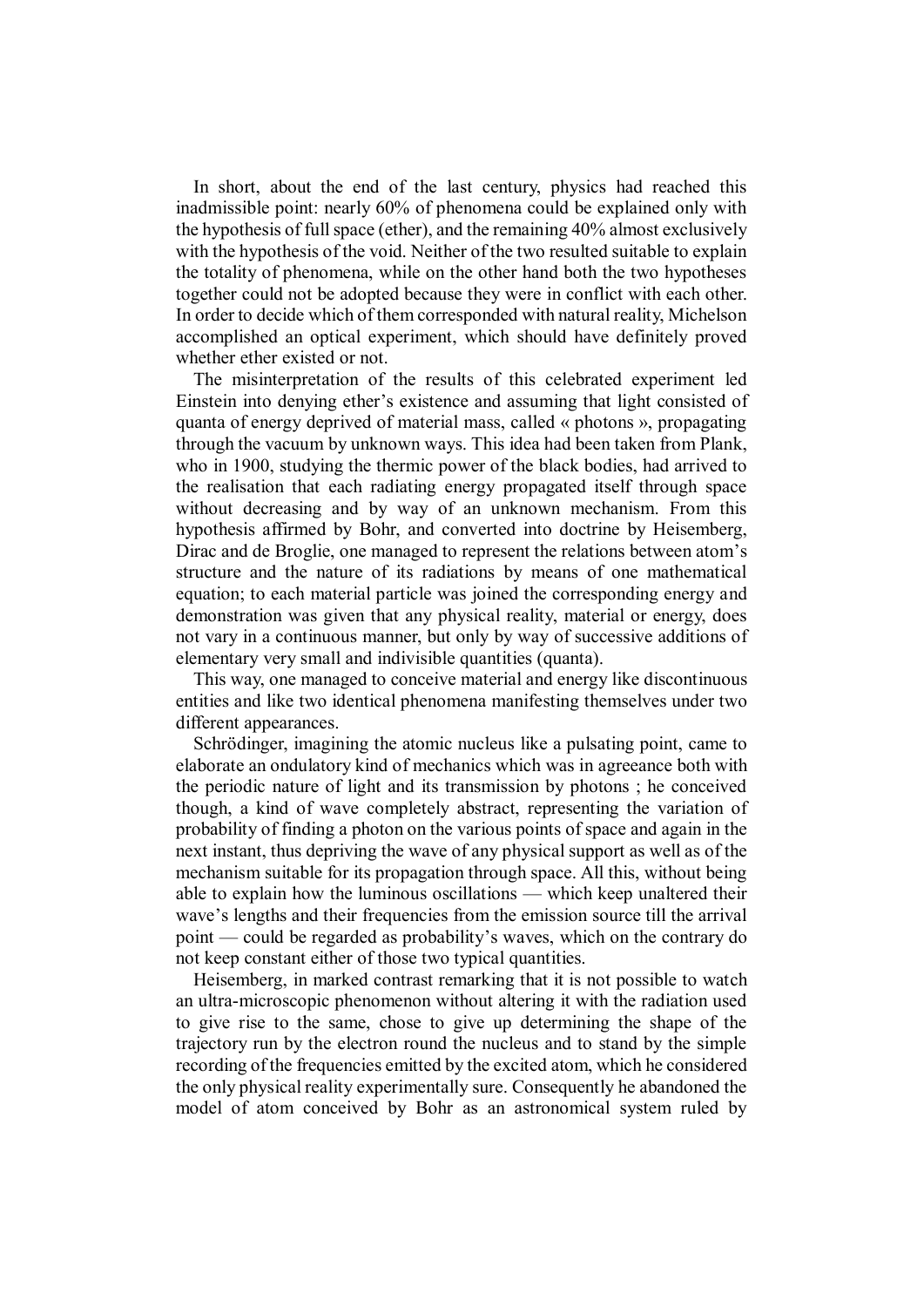In short, about the end of the last century, physics had reached this inadmissible point: nearly 60% of phenomena could be explained only with the hypothesis of full space (ether), and the remaining 40% almost exclusively with the hypothesis of the void. Neither of the two resulted suitable to explain the totality of phenomena, while on the other hand both the two hypotheses together could not be adopted because they were in conflict with each other. In order to decide which of them corresponded with natural reality, Michelson accomplished an optical experiment, which should have definitely proved whether ether existed or not.

The misinterpretation of the results of this celebrated experiment led Einstein into denying ether's existence and assuming that light consisted of quanta of energy deprived of material mass, called « photons », propagating through the vacuum by unknown ways. This idea had been taken from Plank, who in 1900, studying the thermic power of the black bodies, had arrived to the realisation that each radiating energy propagated itself through space without decreasing and by way of an unknown mechanism. From this hypothesis affirmed by Bohr, and converted into doctrine by Heisemberg, Dirac and de Broglie, one managed to represent the relations between atom's structure and the nature of its radiations by means of one mathematical equation; to each material particle was joined the corresponding energy and demonstration was given that any physical reality, material or energy, does not vary in a continuous manner, but only by way of successive additions of elementary very small and indivisible quantities (quanta).

This way, one managed to conceive material and energy like discontinuous entities and like two identical phenomena manifesting themselves under two different appearances.

Schrödinger, imagining the atomic nucleus like a pulsating point, came to elaborate an ondulatory kind of mechanics which was in agreeance both with the periodic nature of light and its transmission by photons ; he conceived though, a kind of wave completely abstract, representing the variation of probability of finding a photon on the various points of space and again in the next instant, thus depriving the wave of any physical support as well as of the mechanism suitable for its propagation through space. All this, without being able to explain how the luminous oscillations — which keep unaltered their wave's lengths and their frequencies from the emission source till the arrival point — could be regarded as probability's waves, which on the contrary do not keep constant either of those two typical quantities.

Heisemberg, in marked contrast remarking that it is not possible to watch an ultra-microscopic phenomenon without altering it with the radiation used to give rise to the same, chose to give up determining the shape of the trajectory run by the electron round the nucleus and to stand by the simple recording of the frequencies emitted by the excited atom, which he considered the only physical reality experimentally sure. Consequently he abandoned the model of atom conceived by Bohr as an astronomical system ruled by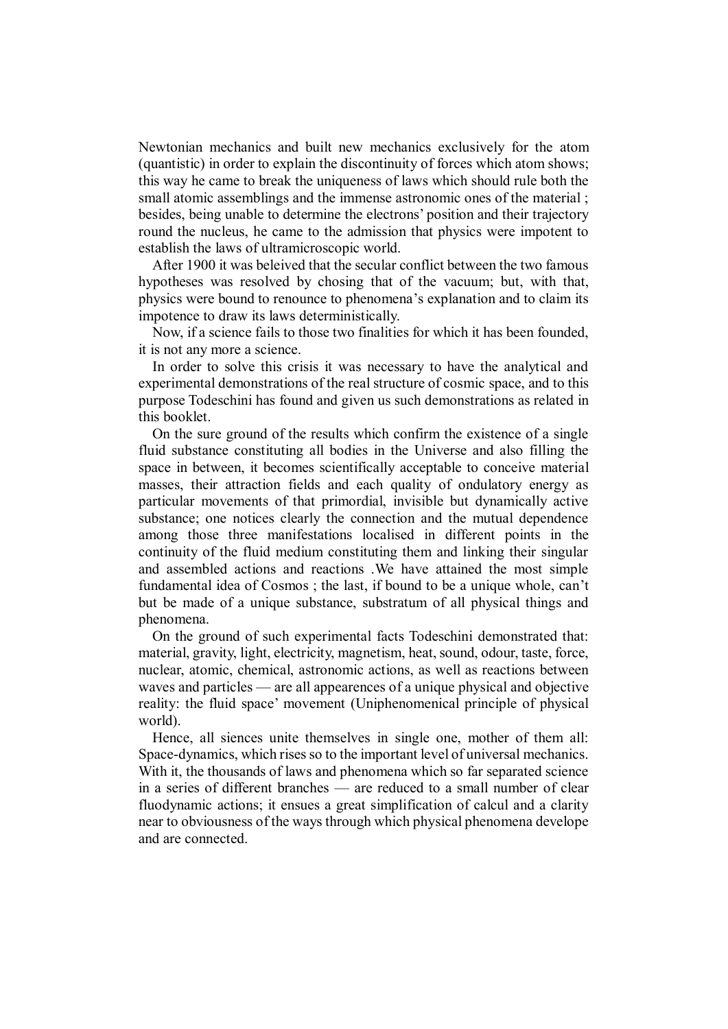Newtonian mechanics and built new mechanics exclusively for the atom (quantistic) in order to explain the discontinuity of forces which atom shows; this way he came to break the uniqueness of laws which should rule both the small atomic assemblings and the immense astronomic ones of the material ; besides, being unable to determine the electrons' position and their trajectory round the nucleus, he came to the admission that physics were impotent to establish the laws of ultramicroscopic world.

After 1900 it was beleived that the secular conflict between the two famous hypotheses was resolved by chosing that of the vacuum; but, with that, physics were bound to renounce to phenomena's explanation and to claim its impotence to draw its laws deterministically.

Now, if a science fails to those two finalities for which it has been founded, it is not any more a science.

In order to solve this crisis it was necessary to have the analytical and experimental demonstrations of the real structure of cosmic space, and to this purpose Todeschini has found and given us such demonstrations as related in this booklet.

On the sure ground of the results which confirm the existence of a single fluid substance constituting all bodies in the Universe and also filling the space in between, it becomes scientifically acceptable to conceive material masses, their attraction fields and each quality of ondulatory energy as particular movements of that primordial, invisible but dynamically active substance; one notices clearly the connection and the mutual dependence among those three manifestations localised in different points in the continuity of the fluid medium constituting them and linking their singular and assembled actions and reactions .We have attained the most simple fundamental idea of Cosmos ; the last, if bound to be a unique whole, can't but be made of a unique substance, substratum of all physical things and phenomena.

On the ground of such experimental facts Todeschini demonstrated that: material, gravity, light, electricity, magnetism, heat, sound, odour, taste, force, nuclear, atomic, chemical, astronomic actions, as well as reactions between waves and particles — are all appearences of a unique physical and objective reality: the fluid space' movement (Uniphenomenical principle of physical world).

Hence, all siences unite themselves in single one, mother of them all: Space-dynamics, which rises so to the important level of universal mechanics. With it, the thousands of laws and phenomena which so far separated science in a series of different branches — are reduced to a small number of clear fluodynamic actions; it ensues a great simplification of calcul and a clarity near to obviousness of the ways through which physical phenomena develope and are connected.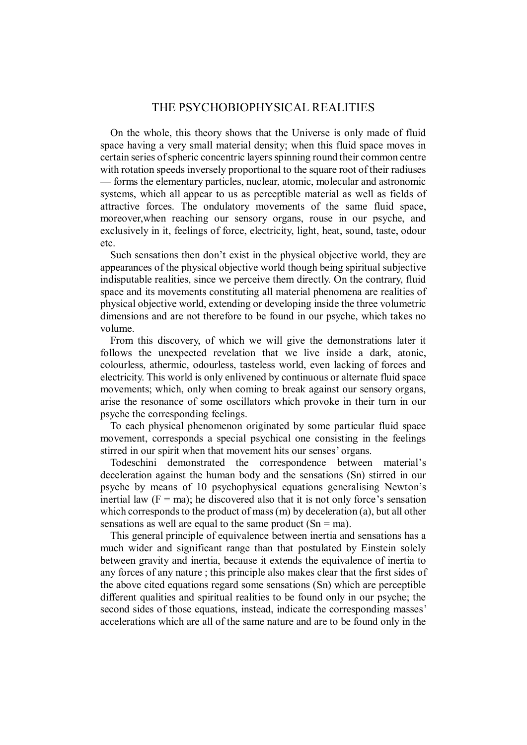## THE PSYCHOBIOPHYSICAL REALITIES

On the whole, this theory shows that the Universe is only made of fluid space having a very small material density; when this fluid space moves in certain series of spheric concentric layers spinning round their common centre with rotation speeds inversely proportional to the square root of their radiuses — forms the elementary particles, nuclear, atomic, molecular and astronomic systems, which all appear to us as perceptible material as well as fields of attractive forces. The ondulatory movements of the same fluid space, moreover,when reaching our sensory organs, rouse in our psyche, and exclusively in it, feelings of force, electricity, light, heat, sound, taste, odour etc.

Such sensations then don't exist in the physical objective world, they are appearances of the physical objective world though being spiritual subjective indisputable realities, since we perceive them directly. On the contrary, fluid space and its movements constituting all material phenomena are realities of physical objective world, extending or developing inside the three volumetric dimensions and are not therefore to be found in our psyche, which takes no volume.

From this discovery, of which we will give the demonstrations later it follows the unexpected revelation that we live inside a dark, atonic, colourless, athermic, odourless, tasteless world, even lacking of forces and electricity. This world is only enlivened by continuous or alternate fluid space movements; which, only when coming to break against our sensory organs, arise the resonance of some oscillators which provoke in their turn in our psyche the corresponding feelings.

To each physical phenomenon originated by some particular fluid space movement, corresponds a special psychical one consisting in the feelings stirred in our spirit when that movement hits our senses' organs.

Todeschini demonstrated the correspondence between material's deceleration against the human body and the sensations (Sn) stirred in our psyche by means of 10 psychophysical equations generalising Newton's inertial law ($F = ma$); he discovered also that it is not only force's sensation which corresponds to the product of mass (m) by deceleration (a), but all other sensations as well are equal to the same product ($Sn = ma$).

This general principle of equivalence between inertia and sensations has a much wider and significant range than that postulated by Einstein solely between gravity and inertia, because it extends the equivalence of inertia to any forces of any nature ; this principle also makes clear that the first sides of the above cited equations regard some sensations (Sn) which are perceptible different qualities and spiritual realities to be found only in our psyche; the second sides of those equations, instead, indicate the corresponding masses' accelerations which are all of the same nature and are to be found only in the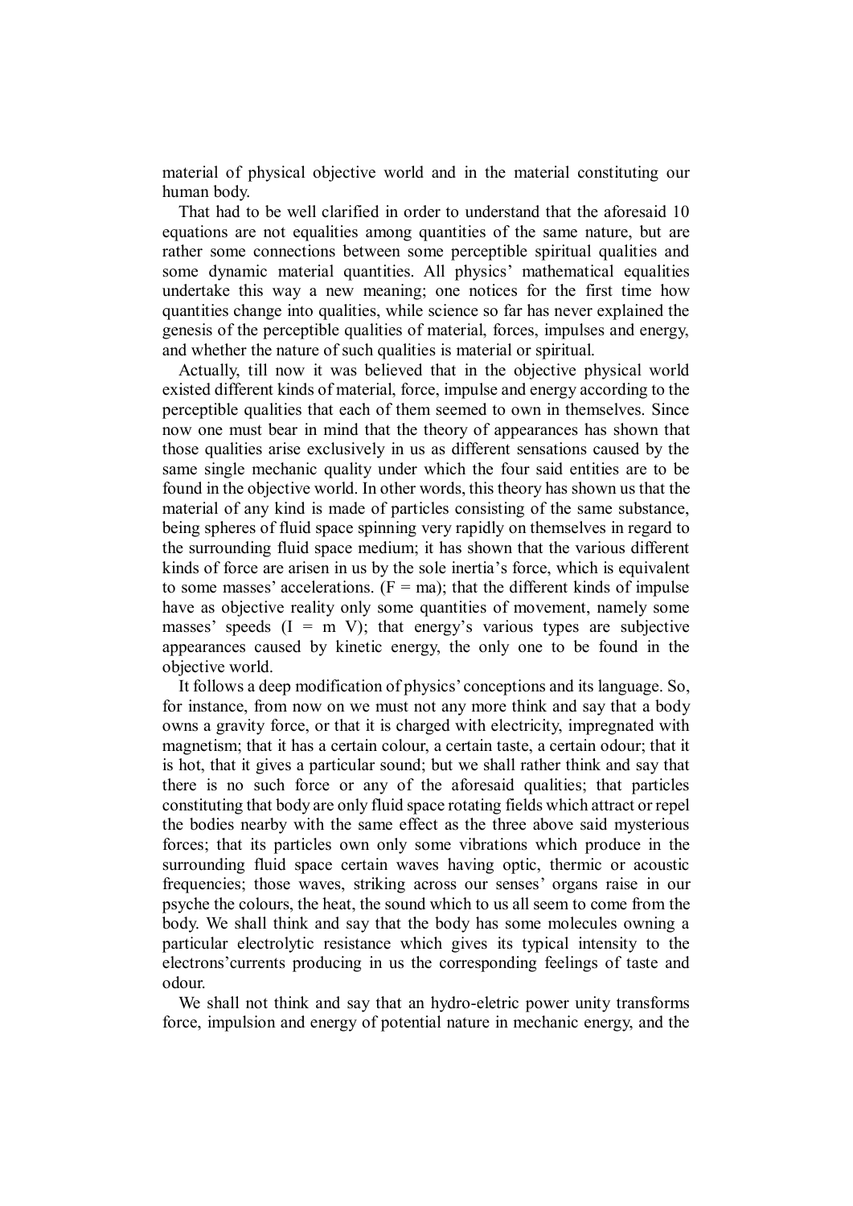material of physical objective world and in the material constituting our human body.

That had to be well clarified in order to understand that the aforesaid 10 equations are not equalities among quantities of the same nature, but are rather some connections between some perceptible spiritual qualities and some dynamic material quantities. All physics' mathematical equalities undertake this way a new meaning; one notices for the first time how quantities change into qualities, while science so far has never explained the genesis of the perceptible qualities of material, forces, impulses and energy, and whether the nature of such qualities is material or spiritual.

Actually, till now it was believed that in the objective physical world existed different kinds of material, force, impulse and energy according to the perceptible qualities that each of them seemed to own in themselves. Since now one must bear in mind that the theory of appearances has shown that those qualities arise exclusively in us as different sensations caused by the same single mechanic quality under which the four said entities are to be found in the objective world. In other words, this theory has shown us that the material of any kind is made of particles consisting of the same substance, being spheres of fluid space spinning very rapidly on themselves in regard to the surrounding fluid space medium; it has shown that the various different kinds of force are arisen in us by the sole inertia's force, which is equivalent to some masses' accelerations. ($F = ma$); that the different kinds of impulse have as objective reality only some quantities of movement, namely some masses' speeds ($I = m V$); that energy's various types are subjective appearances caused by kinetic energy, the only one to be found in the objective world.

It follows a deep modification of physics' conceptions and its language. So, for instance, from now on we must not any more think and say that a body owns a gravity force, or that it is charged with electricity, impregnated with magnetism; that it has a certain colour, a certain taste, a certain odour; that it is hot, that it gives a particular sound; but we shall rather think and say that there is no such force or any of the aforesaid qualities; that particles constituting that body are only fluid space rotating fields which attract or repel the bodies nearby with the same effect as the three above said mysterious forces; that its particles own only some vibrations which produce in the surrounding fluid space certain waves having optic, thermic or acoustic frequencies; those waves, striking across our senses' organs raise in our psyche the colours, the heat, the sound which to us all seem to come from the body. We shall think and say that the body has some molecules owning a particular electrolytic resistance which gives its typical intensity to the electrons'currents producing in us the corresponding feelings of taste and odour.

We shall not think and say that an hydro-eletric power unity transforms force, impulsion and energy of potential nature in mechanic energy, and the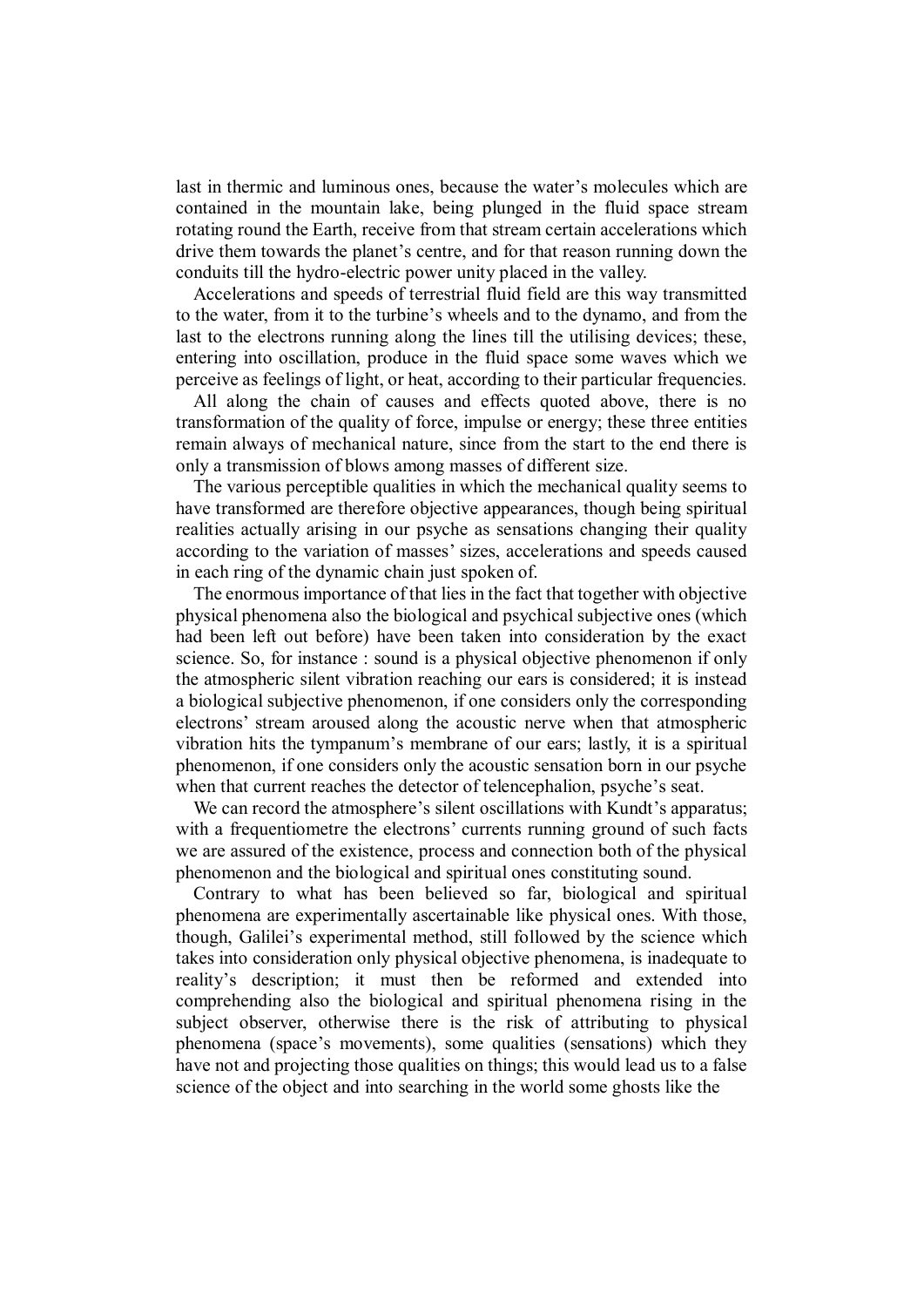last in thermic and luminous ones, because the water's molecules which are contained in the mountain lake, being plunged in the fluid space stream rotating round the Earth, receive from that stream certain accelerations which drive them towards the planet's centre, and for that reason running down the conduits till the hydro-electric power unity placed in the valley.

Accelerations and speeds of terrestrial fluid field are this way transmitted to the water, from it to the turbine's wheels and to the dynamo, and from the last to the electrons running along the lines till the utilising devices; these, entering into oscillation, produce in the fluid space some waves which we perceive as feelings of light, or heat, according to their particular frequencies.

All along the chain of causes and effects quoted above, there is no transformation of the quality of force, impulse or energy; these three entities remain always of mechanical nature, since from the start to the end there is only a transmission of blows among masses of different size.

The various perceptible qualities in which the mechanical quality seems to have transformed are therefore objective appearances, though being spiritual realities actually arising in our psyche as sensations changing their quality according to the variation of masses' sizes, accelerations and speeds caused in each ring of the dynamic chain just spoken of.

The enormous importance of that lies in the fact that together with objective physical phenomena also the biological and psychical subjective ones (which had been left out before) have been taken into consideration by the exact science. So, for instance : sound is a physical objective phenomenon if only the atmospheric silent vibration reaching our ears is considered; it is instead a biological subjective phenomenon, if one considers only the corresponding electrons' stream aroused along the acoustic nerve when that atmospheric vibration hits the tympanum's membrane of our ears; lastly, it is a spiritual phenomenon, if one considers only the acoustic sensation born in our psyche when that current reaches the detector of telencephalion, psyche's seat.

We can record the atmosphere's silent oscillations with Kundt's apparatus; with a frequentiometre the electrons' currents running ground of such facts we are assured of the existence, process and connection both of the physical phenomenon and the biological and spiritual ones constituting sound.

Contrary to what has been believed so far, biological and spiritual phenomena are experimentally ascertainable like physical ones. With those, though, Galilei's experimental method, still followed by the science which takes into consideration only physical objective phenomena, is inadequate to reality's description; it must then be reformed and extended into comprehending also the biological and spiritual phenomena rising in the subject observer, otherwise there is the risk of attributing to physical phenomena (space's movements), some qualities (sensations) which they have not and projecting those qualities on things; this would lead us to a false science of the object and into searching in the world some ghosts like the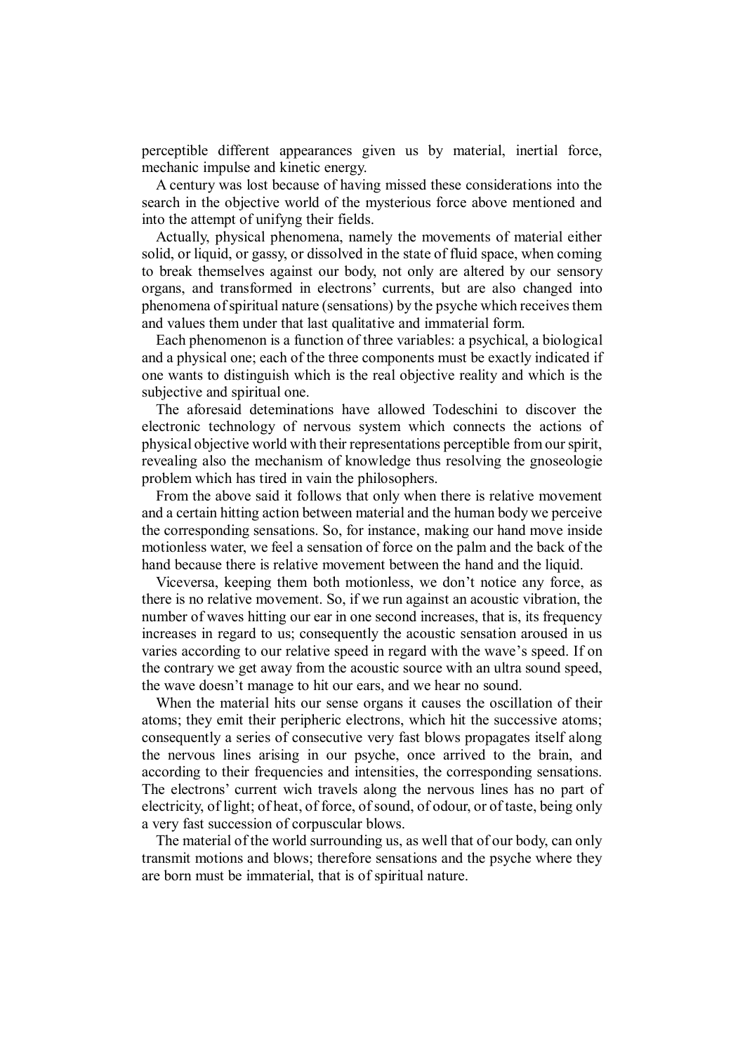perceptible different appearances given us by material, inertial force, mechanic impulse and kinetic energy.

A century was lost because of having missed these considerations into the search in the objective world of the mysterious force above mentioned and into the attempt of unifyng their fields.

Actually, physical phenomena, namely the movements of material either solid, or liquid, or gassy, or dissolved in the state of fluid space, when coming to break themselves against our body, not only are altered by our sensory organs, and transformed in electrons' currents, but are also changed into phenomena of spiritual nature (sensations) by the psyche which receives them and values them under that last qualitative and immaterial form.

Each phenomenon is a function of three variables: a psychical, a biological and a physical one; each of the three components must be exactly indicated if one wants to distinguish which is the real objective reality and which is the subjective and spiritual one.

The aforesaid deteminations have allowed Todeschini to discover the electronic technology of nervous system which connects the actions of physical objective world with their representations perceptible from our spirit, revealing also the mechanism of knowledge thus resolving the gnoseologie problem which has tired in vain the philosophers.

From the above said it follows that only when there is relative movement and a certain hitting action between material and the human body we perceive the corresponding sensations. So, for instance, making our hand move inside motionless water, we feel a sensation of force on the palm and the back of the hand because there is relative movement between the hand and the liquid.

Viceversa, keeping them both motionless, we don't notice any force, as there is no relative movement. So, if we run against an acoustic vibration, the number of waves hitting our ear in one second increases, that is, its frequency increases in regard to us; consequently the acoustic sensation aroused in us varies according to our relative speed in regard with the wave's speed. If on the contrary we get away from the acoustic source with an ultra sound speed, the wave doesn't manage to hit our ears, and we hear no sound.

When the material hits our sense organs it causes the oscillation of their atoms; they emit their peripheric electrons, which hit the successive atoms; consequently a series of consecutive very fast blows propagates itself along the nervous lines arising in our psyche, once arrived to the brain, and according to their frequencies and intensities, the corresponding sensations. The electrons' current wich travels along the nervous lines has no part of electricity, of light; of heat, of force, of sound, of odour, or of taste, being only a very fast succession of corpuscular blows.

The material of the world surrounding us, as well that of our body, can only transmit motions and blows; therefore sensations and the psyche where they are born must be immaterial, that is of spiritual nature.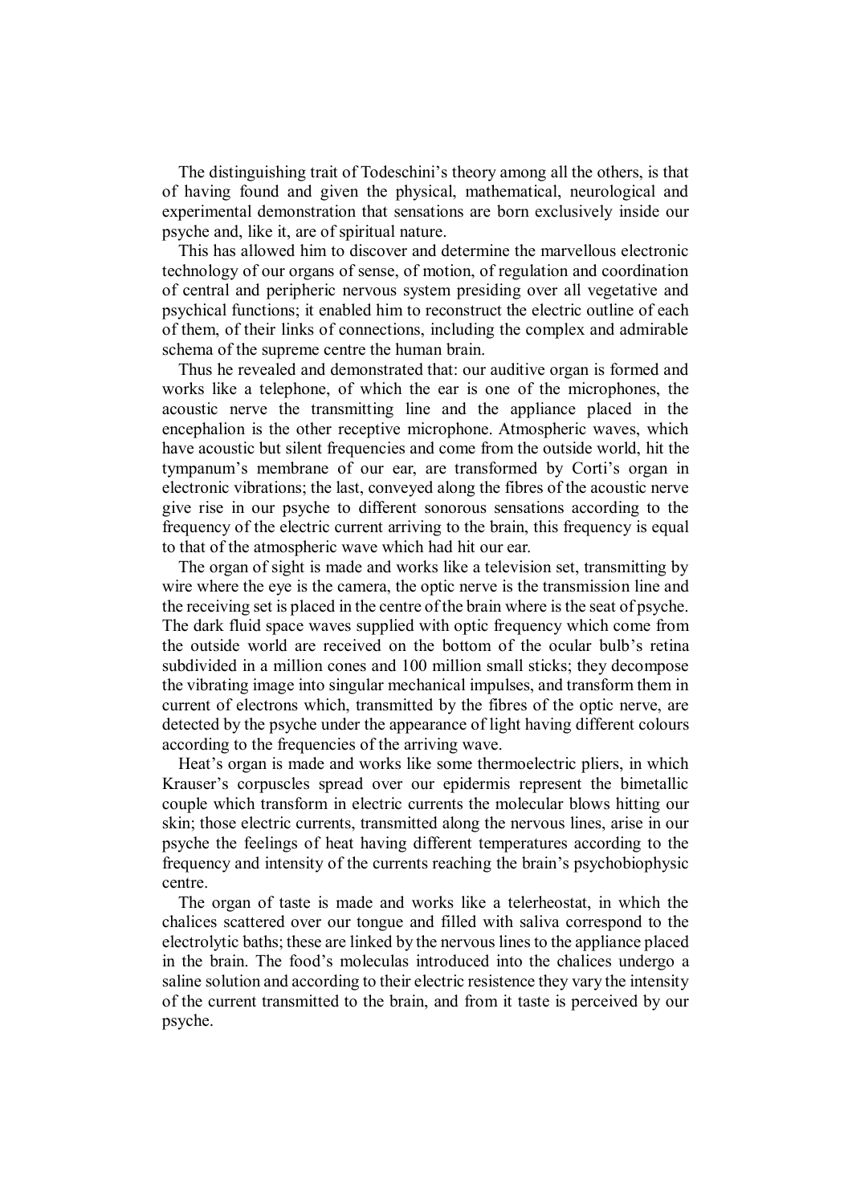The distinguishing trait of Todeschini's theory among all the others, is that of having found and given the physical, mathematical, neurological and experimental demonstration that sensations are born exclusively inside our psyche and, like it, are of spiritual nature.

This has allowed him to discover and determine the marvellous electronic technology of our organs of sense, of motion, of regulation and coordination of central and peripheric nervous system presiding over all vegetative and psychical functions; it enabled him to reconstruct the electric outline of each of them, of their links of connections, including the complex and admirable schema of the supreme centre the human brain.

Thus he revealed and demonstrated that: our auditive organ is formed and works like a telephone, of which the ear is one of the microphones, the acoustic nerve the transmitting line and the appliance placed in the encephalion is the other receptive microphone. Atmospheric waves, which have acoustic but silent frequencies and come from the outside world, hit the tympanum's membrane of our ear, are transformed by Corti's organ in electronic vibrations; the last, conveyed along the fibres of the acoustic nerve give rise in our psyche to different sonorous sensations according to the frequency of the electric current arriving to the brain, this frequency is equal to that of the atmospheric wave which had hit our ear.

The organ of sight is made and works like a television set, transmitting by wire where the eye is the camera, the optic nerve is the transmission line and the receiving set is placed in the centre of the brain where is the seat of psyche. The dark fluid space waves supplied with optic frequency which come from the outside world are received on the bottom of the ocular bulb's retina subdivided in a million cones and 100 million small sticks; they decompose the vibrating image into singular mechanical impulses, and transform them in current of electrons which, transmitted by the fibres of the optic nerve, are detected by the psyche under the appearance of light having different colours according to the frequencies of the arriving wave.

Heat's organ is made and works like some thermoelectric pliers, in which Krauser's corpuscles spread over our epidermis represent the bimetallic couple which transform in electric currents the molecular blows hitting our skin; those electric currents, transmitted along the nervous lines, arise in our psyche the feelings of heat having different temperatures according to the frequency and intensity of the currents reaching the brain's psychobiophysic centre.

The organ of taste is made and works like a telerheostat, in which the chalices scattered over our tongue and filled with saliva correspond to the electrolytic baths; these are linked by the nervous lines to the appliance placed in the brain. The food's moleculas introduced into the chalices undergo a saline solution and according to their electric resistence they vary the intensity of the current transmitted to the brain, and from it taste is perceived by our psyche.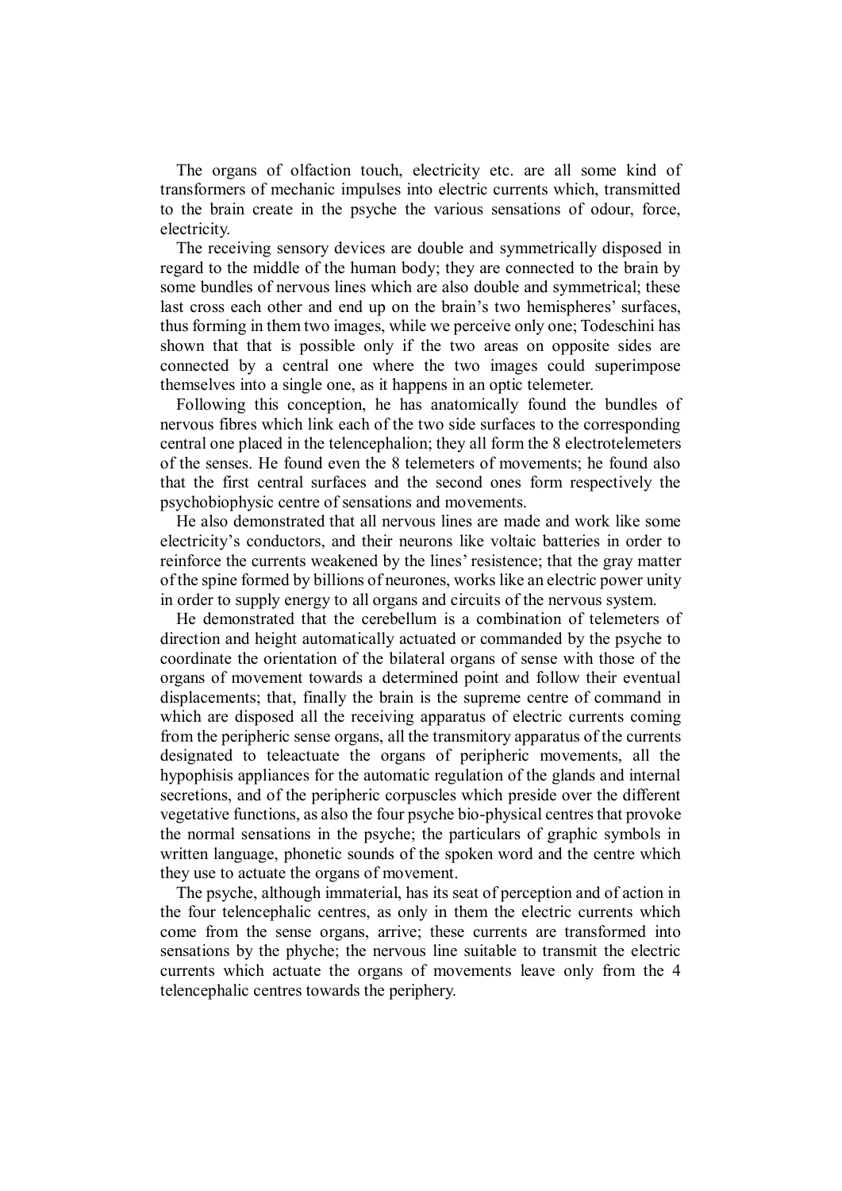The organs of olfaction touch, electricity etc. are all some kind of transformers of mechanic impulses into electric currents which, transmitted to the brain create in the psyche the various sensations of odour, force, electricity.

The receiving sensory devices are double and symmetrically disposed in regard to the middle of the human body; they are connected to the brain by some bundles of nervous lines which are also double and symmetrical; these last cross each other and end up on the brain's two hemispheres' surfaces, thus forming in them two images, while we perceive only one; Todeschini has shown that that is possible only if the two areas on opposite sides are connected by a central one where the two images could superimpose themselves into a single one, as it happens in an optic telemeter.

Following this conception, he has anatomically found the bundles of nervous fibres which link each of the two side surfaces to the corresponding central one placed in the telencephalion; they all form the 8 electrotelemeters of the senses. He found even the 8 telemeters of movements; he found also that the first central surfaces and the second ones form respectively the psychobiophysic centre of sensations and movements.

He also demonstrated that all nervous lines are made and work like some electricity's conductors, and their neurons like voltaic batteries in order to reinforce the currents weakened by the lines' resistence; that the gray matter of the spine formed by billions of neurones, works like an electric power unity in order to supply energy to all organs and circuits of the nervous system.

He demonstrated that the cerebellum is a combination of telemeters of direction and height automatically actuated or commanded by the psyche to coordinate the orientation of the bilateral organs of sense with those of the organs of movement towards a determined point and follow their eventual displacements; that, finally the brain is the supreme centre of command in which are disposed all the receiving apparatus of electric currents coming from the peripheric sense organs, all the transmitory apparatus of the currents designated to teleactuate the organs of peripheric movements, all the hypophisis appliances for the automatic regulation of the glands and internal secretions, and of the peripheric corpuscles which preside over the different vegetative functions, as also the four psyche bio-physical centres that provoke the normal sensations in the psyche; the particulars of graphic symbols in written language, phonetic sounds of the spoken word and the centre which they use to actuate the organs of movement.

The psyche, although immaterial, has its seat of perception and of action in the four telencephalic centres, as only in them the electric currents which come from the sense organs, arrive; these currents are transformed into sensations by the phyche; the nervous line suitable to transmit the electric currents which actuate the organs of movements leave only from the 4 telencephalic centres towards the periphery.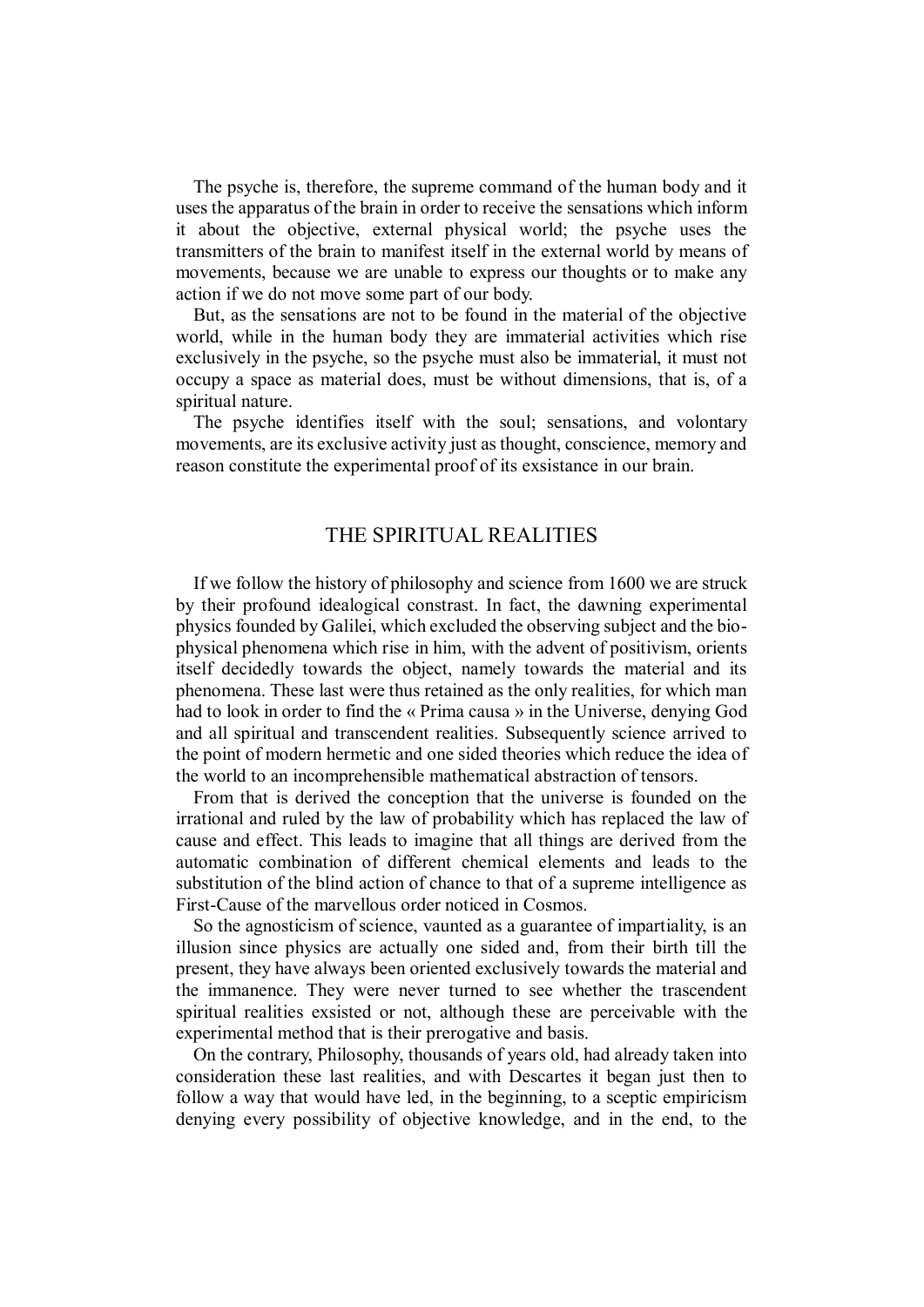The psyche is, therefore, the supreme command of the human body and it uses the apparatus of the brain in order to receive the sensations which inform it about the objective, external physical world; the psyche uses the transmitters of the brain to manifest itself in the external world by means of movements, because we are unable to express our thoughts or to make any action if we do not move some part of our body.

But, as the sensations are not to be found in the material of the objective world, while in the human body they are immaterial activities which rise exclusively in the psyche, so the psyche must also be immaterial, it must not occupy a space as material does, must be without dimensions, that is, of a spiritual nature.

The psyche identifies itself with the soul; sensations, and volontary movements, are its exclusive activity just as thought, conscience, memory and reason constitute the experimental proof of its exsistance in our brain.

## THE SPIRITUAL REALITIES

If we follow the history of philosophy and science from 1600 we are struck by their profound idealogical constrast. In fact, the dawning experimental physics founded by Galilei, which excluded the observing subject and the bio-physical phenomena which rise in him, with the advent of positivism, orients itself decidedly towards the object, namely towards the material and its phenomena. These last were thus retained as the only realities, for which man had to look in order to find the « Prima causa » in the Universe, denying God and all spiritual and transcendent realities. Subsequently science arrived to the point of modern hermetic and one sided theories which reduce the idea of the world to an incomprehensible mathematical abstraction of tensors.

From that is derived the conception that the universe is founded on the irrational and ruled by the law of probability which has replaced the law of cause and effect. This leads to imagine that all things are derived from the automatic combination of different chemical elements and leads to the substitution of the blind action of chance to that of a supreme intelligence as First-Cause of the marvellous order noticed in Cosmos.

So the agnosticism of science, vaunted as a guarantee of impartiality, is an illusion since physics are actually one sided and, from their birth till the present, they have always been oriented exclusively towards the material and the immanence. They were never turned to see whether the trascendent spiritual realities exsisted or not, although these are perceivable with the experimental method that is their prerogative and basis.

On the contrary, Philosophy, thousands of years old, had already taken into consideration these last realities, and with Descartes it began just then to follow a way that would have led, in the beginning, to a sceptic empiricism denying every possibility of objective knowledge, and in the end, to the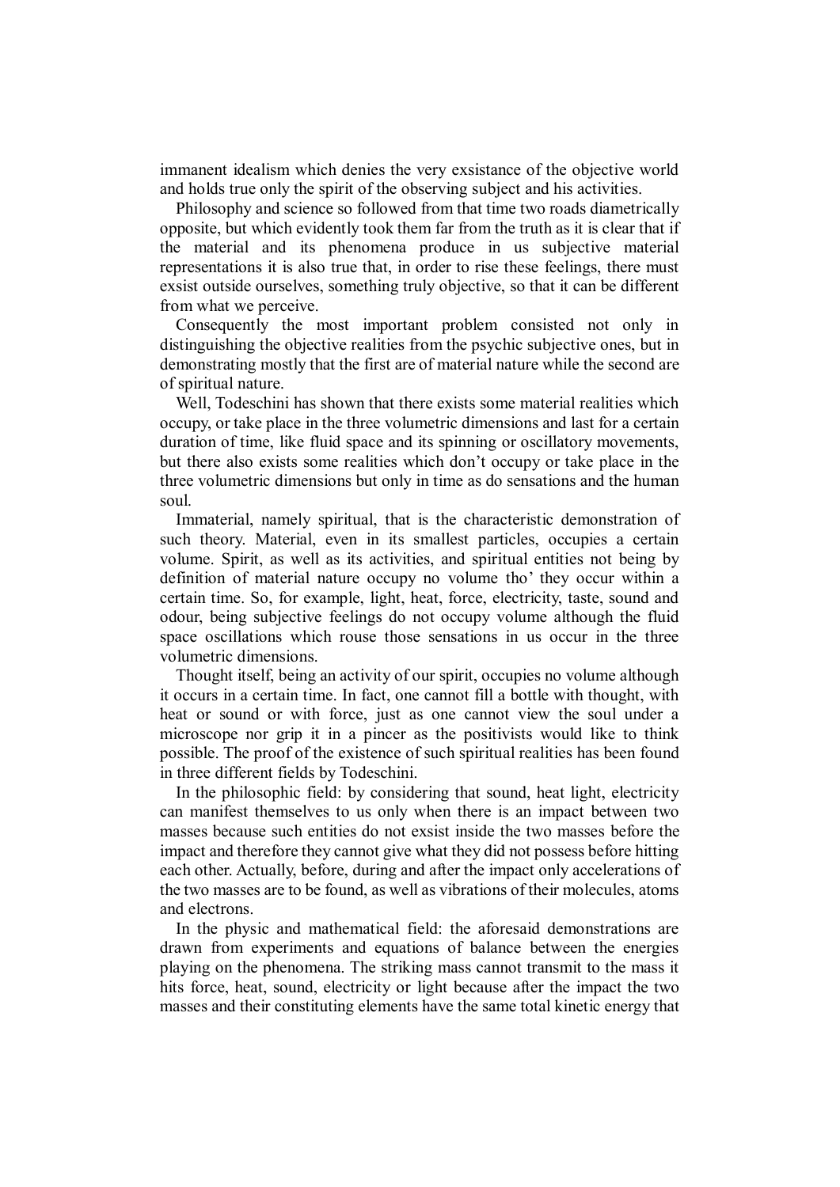immanent idealism which denies the very exsistance of the objective world and holds true only the spirit of the observing subject and his activities.

Philosophy and science so followed from that time two roads diametrically opposite, but which evidently took them far from the truth as it is clear that if the material and its phenomena produce in us subjective material representations it is also true that, in order to rise these feelings, there must exsist outside ourselves, something truly objective, so that it can be different from what we perceive.

Consequently the most important problem consisted not only in distinguishing the objective realities from the psychic subjective ones, but in demonstrating mostly that the first are of material nature while the second are of spiritual nature.

Well, Todeschini has shown that there exists some material realities which occupy, or take place in the three volumetric dimensions and last for a certain duration of time, like fluid space and its spinning or oscillatory movements, but there also exists some realities which don't occupy or take place in the three volumetric dimensions but only in time as do sensations and the human soul.

Immaterial, namely spiritual, that is the characteristic demonstration of such theory. Material, even in its smallest particles, occupies a certain volume. Spirit, as well as its activities, and spiritual entities not being by definition of material nature occupy no volume tho' they occur within a certain time. So, for example, light, heat, force, electricity, taste, sound and odour, being subjective feelings do not occupy volume although the fluid space oscillations which rouse those sensations in us occur in the three volumetric dimensions.

Thought itself, being an activity of our spirit, occupies no volume although it occurs in a certain time. In fact, one cannot fill a bottle with thought, with heat or sound or with force, just as one cannot view the soul under a microscope nor grip it in a pincer as the positivists would like to think possible. The proof of the existence of such spiritual realities has been found in three different fields by Todeschini.

In the philosophic field: by considering that sound, heat light, electricity can manifest themselves to us only when there is an impact between two masses because such entities do not exsist inside the two masses before the impact and therefore they cannot give what they did not possess before hitting each other. Actually, before, during and after the impact only accelerations of the two masses are to be found, as well as vibrations of their molecules, atoms and electrons.

In the physic and mathematical field: the aforesaid demonstrations are drawn from experiments and equations of balance between the energies playing on the phenomena. The striking mass cannot transmit to the mass it hits force, heat, sound, electricity or light because after the impact the two masses and their constituting elements have the same total kinetic energy that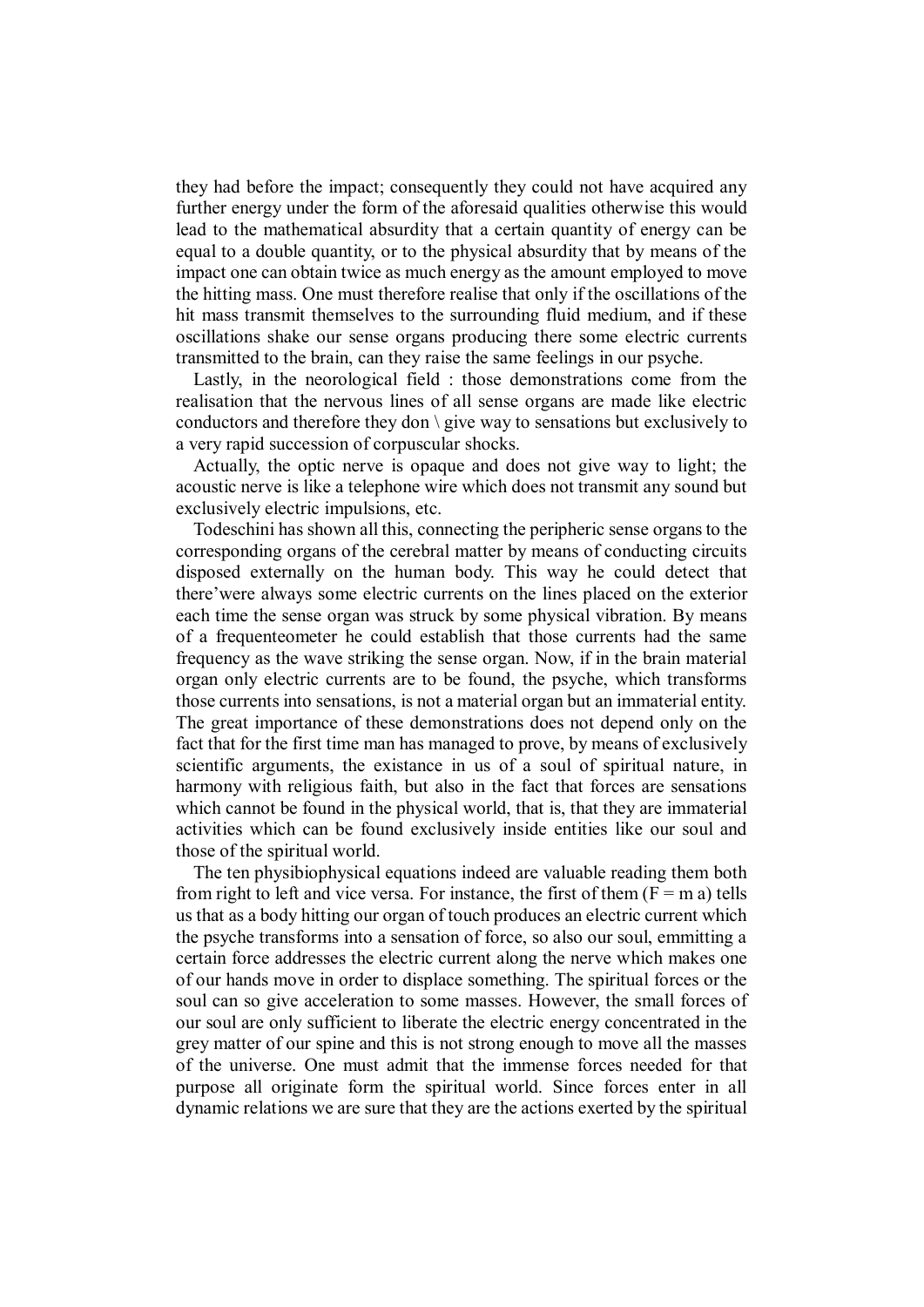they had before the impact; consequently they could not have acquired any further energy under the form of the aforesaid qualities otherwise this would lead to the mathematical absurdity that a certain quantity of energy can be equal to a double quantity, or to the physical absurdity that by means of the impact one can obtain twice as much energy as the amount employed to move the hitting mass. One must therefore realise that only if the oscillations of the hit mass transmit themselves to the surrounding fluid medium, and if these oscillations shake our sense organs producing there some electric currents transmitted to the brain, can they raise the same feelings in our psyche.

Lastly, in the neorological field : those demonstrations come from the realisation that the nervous lines of all sense organs are made like electric conductors and therefore they don \ give way to sensations but exclusively to a very rapid succession of corpuscular shocks.

Actually, the optic nerve is opaque and does not give way to light; the acoustic nerve is like a telephone wire which does not transmit any sound but exclusively electric impulsions, etc.

Todeschini has shown all this, connecting the peripheric sense organs to the corresponding organs of the cerebral matter by means of conducting circuits disposed externally on the human body. This way he could detect that there'were always some electric currents on the lines placed on the exterior each time the sense organ was struck by some physical vibration. By means of a frequenteometer he could establish that those currents had the same frequency as the wave striking the sense organ. Now, if in the brain material organ only electric currents are to be found, the psyche, which transforms those currents into sensations, is not a material organ but an immaterial entity. The great importance of these demonstrations does not depend only on the fact that for the first time man has managed to prove, by means of exclusively scientific arguments, the existance in us of a soul of spiritual nature, in harmony with religious faith, but also in the fact that forces are sensations which cannot be found in the physical world, that is, that they are immaterial activities which can be found exclusively inside entities like our soul and those of the spiritual world.

The ten physibiophysical equations indeed are valuable reading them both from right to left and vice versa. For instance, the first of them ($F = m\,a$) tells us that as a body hitting our organ of touch produces an electric current which the psyche transforms into a sensation of force, so also our soul, emmitting a certain force addresses the electric current along the nerve which makes one of our hands move in order to displace something. The spiritual forces or the soul can so give acceleration to some masses. However, the small forces of our soul are only sufficient to liberate the electric energy concentrated in the grey matter of our spine and this is not strong enough to move all the masses of the universe. One must admit that the immense forces needed for that purpose all originate form the spiritual world. Since forces enter in all dynamic relations we are sure that they are the actions exerted by the spiritual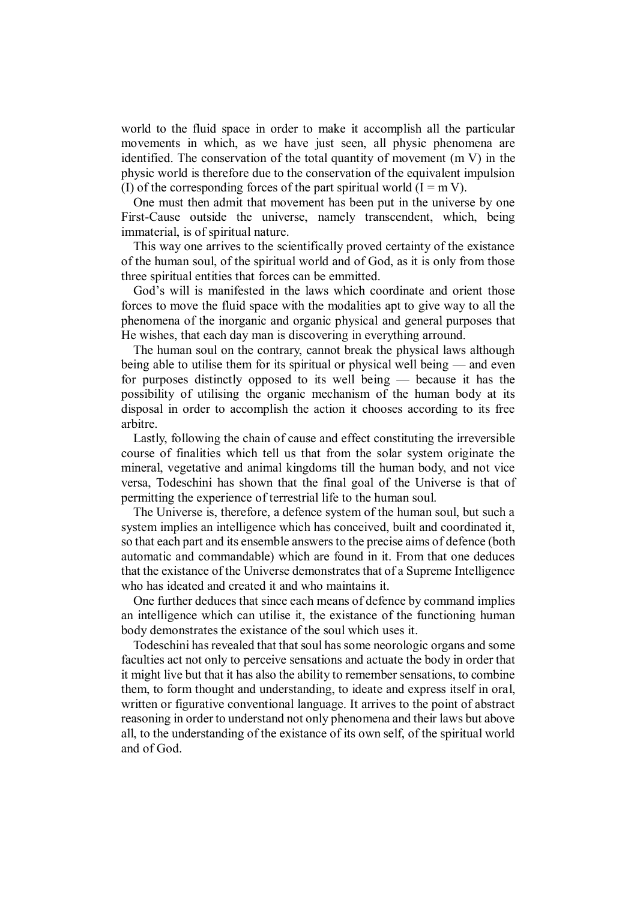world to the fluid space in order to make it accomplish all the particular movements in which, as we have just seen, all physic phenomena are identified. The conservation of the total quantity of movement (m V) in the physic world is therefore due to the conservation of the equivalent impulsion (I) of the corresponding forces of the part spiritual world ($I = m V$).

One must then admit that movement has been put in the universe by one First-Cause outside the universe, namely transcendent, which, being immaterial, is of spiritual nature.

This way one arrives to the scientifically proved certainty of the existance of the human soul, of the spiritual world and of God, as it is only from those three spiritual entities that forces can be emmitted.

God's will is manifested in the laws which coordinate and orient those forces to move the fluid space with the modalities apt to give way to all the phenomena of the inorganic and organic physical and general purposes that He wishes, that each day man is discovering in everything arround.

The human soul on the contrary, cannot break the physical laws although being able to utilise them for its spiritual or physical well being — and even for purposes distinctly opposed to its well being — because it has the possibility of utilising the organic mechanism of the human body at its disposal in order to accomplish the action it chooses according to its free arbitre.

Lastly, following the chain of cause and effect constituting the irreversible course of finalities which tell us that from the solar system originate the mineral, vegetative and animal kingdoms till the human body, and not vice versa, Todeschini has shown that the final goal of the Universe is that of permitting the experience of terrestrial life to the human soul.

The Universe is, therefore, a defence system of the human soul, but such a system implies an intelligence which has conceived, built and coordinated it, so that each part and its ensemble answers to the precise aims of defence (both automatic and commandable) which are found in it. From that one deduces that the existance of the Universe demonstrates that of a Supreme Intelligence who has ideated and created it and who maintains it.

One further deduces that since each means of defence by command implies an intelligence which can utilise it, the existance of the functioning human body demonstrates the existance of the soul which uses it.

Todeschini has revealed that that soul has some neorologic organs and some faculties act not only to perceive sensations and actuate the body in order that it might live but that it has also the ability to remember sensations, to combine them, to form thought and understanding, to ideate and express itself in oral, written or figurative conventional language. It arrives to the point of abstract reasoning in order to understand not only phenomena and their laws but above all, to the understanding of the existance of its own self, of the spiritual world and of God.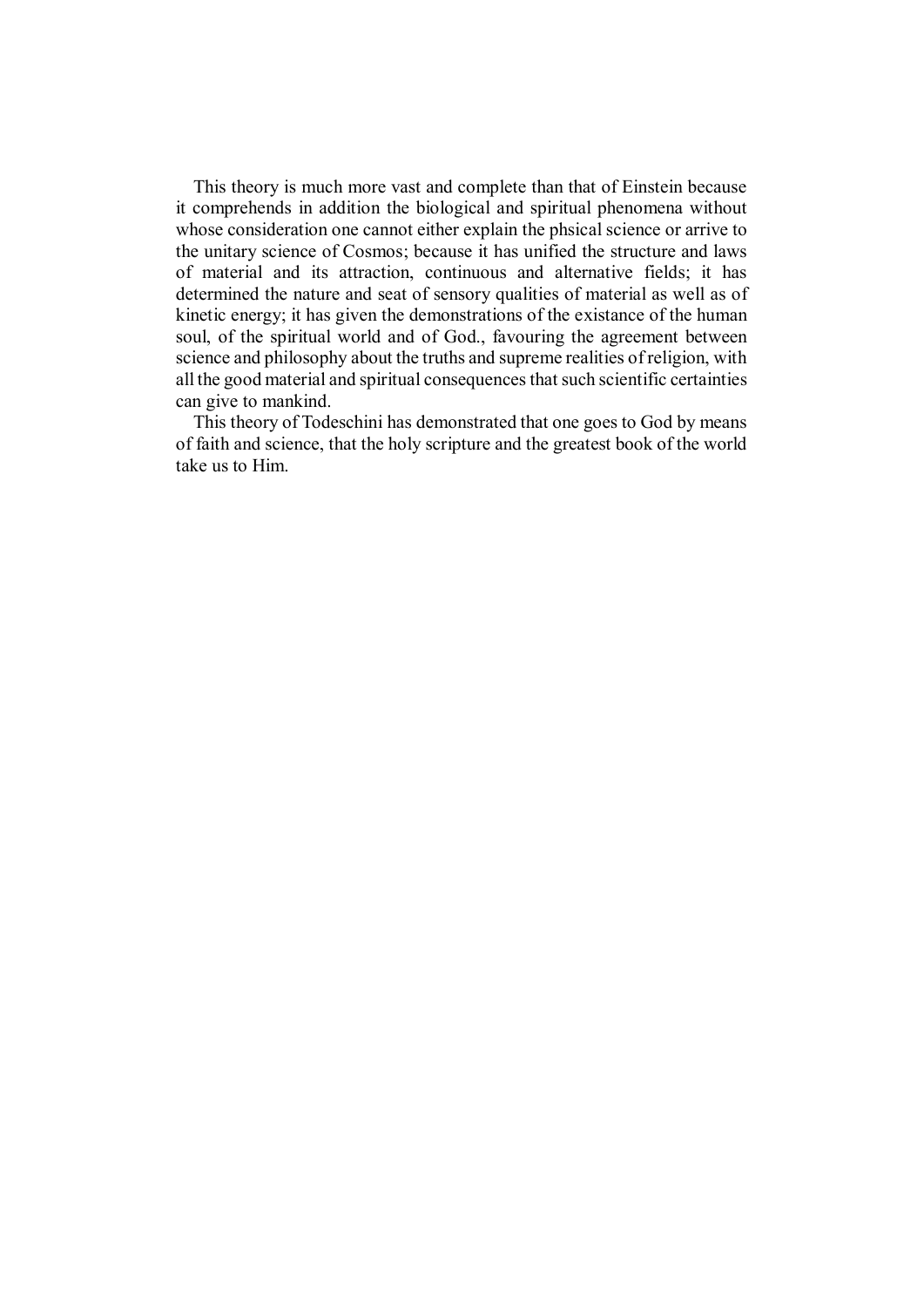This theory is much more vast and complete than that of Einstein because it comprehends in addition the biological and spiritual phenomena without whose consideration one cannot either explain the phsical science or arrive to the unitary science of Cosmos; because it has unified the structure and laws of material and its attraction, continuous and alternative fields; it has determined the nature and seat of sensory qualities of material as well as of kinetic energy; it has given the demonstrations of the existance of the human soul, of the spiritual world and of God., favouring the agreement between science and philosophy about the truths and supreme realities of religion, with all the good material and spiritual consequences that such scientific certainties can give to mankind.

This theory of Todeschini has demonstrated that one goes to God by means of faith and science, that the holy scripture and the greatest book of the world take us to Him.